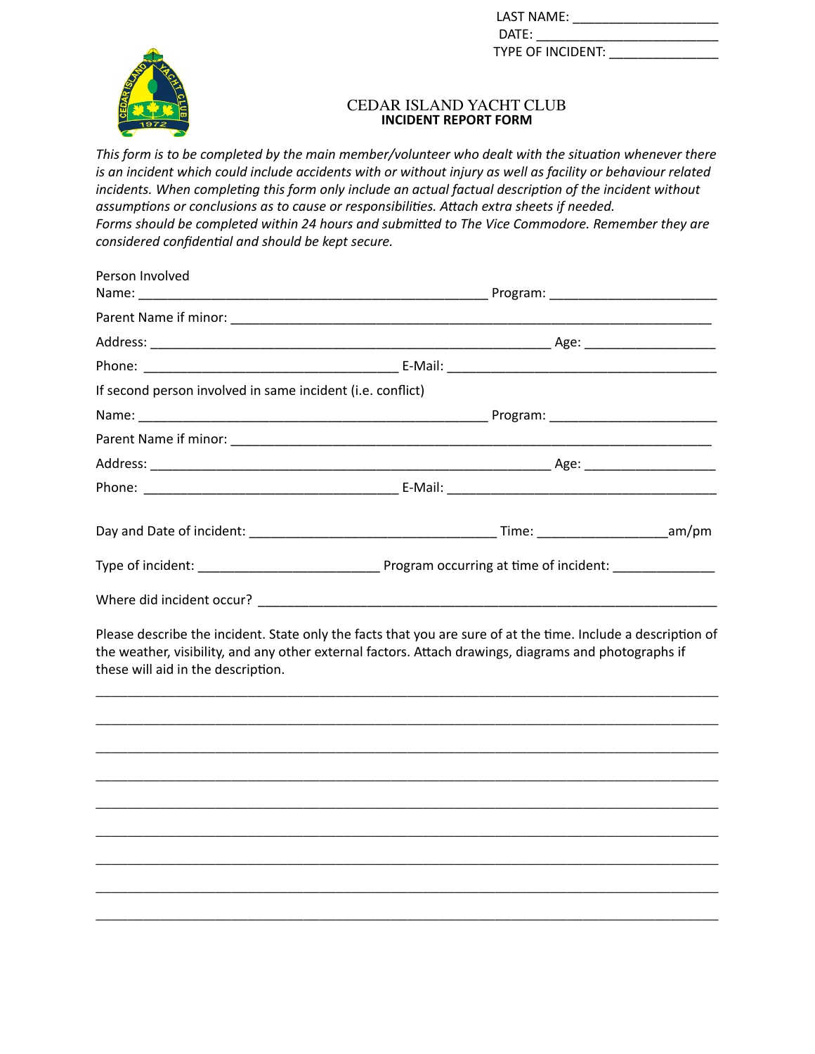LAST NAME: ____________________
DATE: ________________________
TYPE OF INCIDENT: _______________

# CEDAR ISLAND YACHT CLUB
## INCIDENT REPORT FORM

*This form is to be completed by the main member/volunteer who dealt with the situation whenever there is an incident which could include accidents with or without injury as well as facility or behaviour related incidents. When completing this form only include an actual factual description of the incident without assumptions or conclusions as to cause or responsibilities. Attach extra sheets if needed.*
*Forms should be completed within 24 hours and submitted to The Vice Commodore. Remember they are considered confidential and should be kept secure.*

Person Involved
Name: ______________________________________________ Program: ______________________

Parent Name if minor: _______________________________________________________________

Address: _____________________________________________________ Age: _________________

Phone: __________________________________ E-Mail: ____________________________________

If second person involved in same incident (i.e. conflict)

Name: ______________________________________________ Program: ______________________

Parent Name if minor: _______________________________________________________________

Address: _____________________________________________________ Age: _________________

Phone: __________________________________ E-Mail: ____________________________________

Day and Date of incident: _________________________________ Time: _________________am/pm

Type of incident: _________________________ Program occurring at time of incident: ______________

Where did incident occur? ______________________________________________________________

Please describe the incident. State only the facts that you are sure of at the time. Include a description of the weather, visibility, and any other external factors. Attach drawings, diagrams and photographs if these will aid in the description.

_____________________________________________________________________________________

_____________________________________________________________________________________

_____________________________________________________________________________________

_____________________________________________________________________________________

_____________________________________________________________________________________

_____________________________________________________________________________________

_____________________________________________________________________________________

_____________________________________________________________________________________

_____________________________________________________________________________________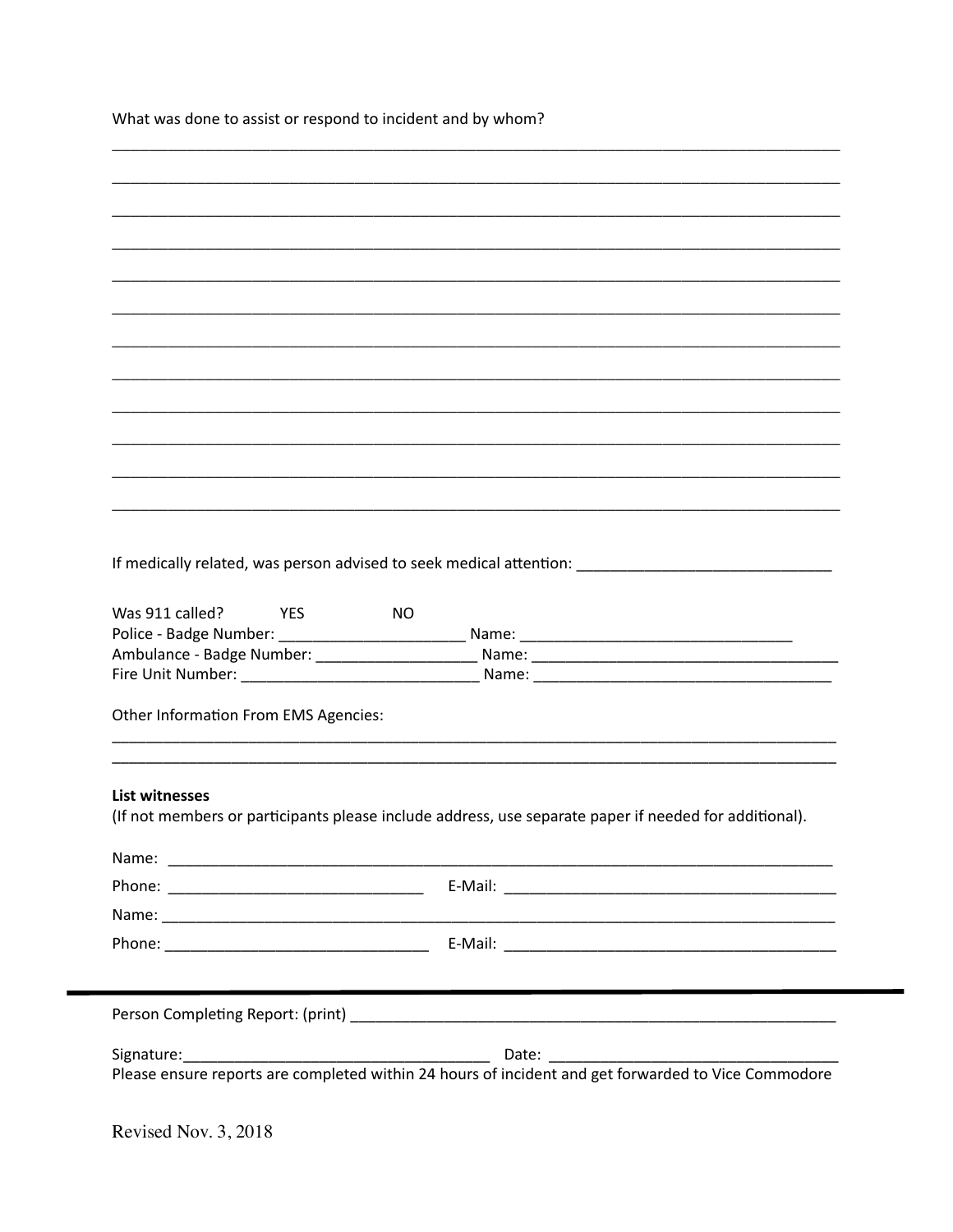What was done to assist or respond to incident and by whom?

\_\_\_\_\_\_\_\_\_\_\_\_\_\_\_\_\_\_\_\_\_\_\_\_\_\_\_\_\_\_\_\_\_\_\_\_\_\_\_\_\_\_\_\_\_\_\_\_\_\_\_\_\_\_\_\_\_\_\_\_\_\_\_\_\_\_\_\_\_\_\_\_\_\_\_\_\_\_

\_\_\_\_\_\_\_\_\_\_\_\_\_\_\_\_\_\_\_\_\_\_\_\_\_\_\_\_\_\_\_\_\_\_\_\_\_\_\_\_\_\_\_\_\_\_\_\_\_\_\_\_\_\_\_\_\_\_\_\_\_\_\_\_\_\_\_\_\_\_\_\_\_\_\_\_\_\_

\_\_\_\_\_\_\_\_\_\_\_\_\_\_\_\_\_\_\_\_\_\_\_\_\_\_\_\_\_\_\_\_\_\_\_\_\_\_\_\_\_\_\_\_\_\_\_\_\_\_\_\_\_\_\_\_\_\_\_\_\_\_\_\_\_\_\_\_\_\_\_\_\_\_\_\_\_\_

\_\_\_\_\_\_\_\_\_\_\_\_\_\_\_\_\_\_\_\_\_\_\_\_\_\_\_\_\_\_\_\_\_\_\_\_\_\_\_\_\_\_\_\_\_\_\_\_\_\_\_\_\_\_\_\_\_\_\_\_\_\_\_\_\_\_\_\_\_\_\_\_\_\_\_\_\_\_

\_\_\_\_\_\_\_\_\_\_\_\_\_\_\_\_\_\_\_\_\_\_\_\_\_\_\_\_\_\_\_\_\_\_\_\_\_\_\_\_\_\_\_\_\_\_\_\_\_\_\_\_\_\_\_\_\_\_\_\_\_\_\_\_\_\_\_\_\_\_\_\_\_\_\_\_\_\_

\_\_\_\_\_\_\_\_\_\_\_\_\_\_\_\_\_\_\_\_\_\_\_\_\_\_\_\_\_\_\_\_\_\_\_\_\_\_\_\_\_\_\_\_\_\_\_\_\_\_\_\_\_\_\_\_\_\_\_\_\_\_\_\_\_\_\_\_\_\_\_\_\_\_\_\_\_\_

\_\_\_\_\_\_\_\_\_\_\_\_\_\_\_\_\_\_\_\_\_\_\_\_\_\_\_\_\_\_\_\_\_\_\_\_\_\_\_\_\_\_\_\_\_\_\_\_\_\_\_\_\_\_\_\_\_\_\_\_\_\_\_\_\_\_\_\_\_\_\_\_\_\_\_\_\_\_

\_\_\_\_\_\_\_\_\_\_\_\_\_\_\_\_\_\_\_\_\_\_\_\_\_\_\_\_\_\_\_\_\_\_\_\_\_\_\_\_\_\_\_\_\_\_\_\_\_\_\_\_\_\_\_\_\_\_\_\_\_\_\_\_\_\_\_\_\_\_\_\_\_\_\_\_\_\_

\_\_\_\_\_\_\_\_\_\_\_\_\_\_\_\_\_\_\_\_\_\_\_\_\_\_\_\_\_\_\_\_\_\_\_\_\_\_\_\_\_\_\_\_\_\_\_\_\_\_\_\_\_\_\_\_\_\_\_\_\_\_\_\_\_\_\_\_\_\_\_\_\_\_\_\_\_\_

\_\_\_\_\_\_\_\_\_\_\_\_\_\_\_\_\_\_\_\_\_\_\_\_\_\_\_\_\_\_\_\_\_\_\_\_\_\_\_\_\_\_\_\_\_\_\_\_\_\_\_\_\_\_\_\_\_\_\_\_\_\_\_\_\_\_\_\_\_\_\_\_\_\_\_\_\_\_

\_\_\_\_\_\_\_\_\_\_\_\_\_\_\_\_\_\_\_\_\_\_\_\_\_\_\_\_\_\_\_\_\_\_\_\_\_\_\_\_\_\_\_\_\_\_\_\_\_\_\_\_\_\_\_\_\_\_\_\_\_\_\_\_\_\_\_\_\_\_\_\_\_\_\_\_\_\_

\_\_\_\_\_\_\_\_\_\_\_\_\_\_\_\_\_\_\_\_\_\_\_\_\_\_\_\_\_\_\_\_\_\_\_\_\_\_\_\_\_\_\_\_\_\_\_\_\_\_\_\_\_\_\_\_\_\_\_\_\_\_\_\_\_\_\_\_\_\_\_\_\_\_\_\_\_\_

If medically related, was person advised to seek medical attention: \_\_\_\_\_\_\_\_\_\_\_\_\_\_\_\_\_\_\_\_\_\_\_\_\_\_\_\_\_\_

Was 911 called? YES NO

Police - Badge Number: \_\_\_\_\_\_\_\_\_\_\_\_\_\_\_\_\_\_\_\_\_\_ Name: \_\_\_\_\_\_\_\_\_\_\_\_\_\_\_\_\_\_\_\_\_\_\_\_\_\_\_\_\_\_\_\_

Ambulance - Badge Number: \_\_\_\_\_\_\_\_\_\_\_\_\_\_\_\_\_\_\_ Name: \_\_\_\_\_\_\_\_\_\_\_\_\_\_\_\_\_\_\_\_\_\_\_\_\_\_\_\_\_\_\_\_\_\_\_\_

Fire Unit Number: \_\_\_\_\_\_\_\_\_\_\_\_\_\_\_\_\_\_\_\_\_\_\_\_\_\_\_\_ Name: \_\_\_\_\_\_\_\_\_\_\_\_\_\_\_\_\_\_\_\_\_\_\_\_\_\_\_\_\_\_\_\_\_\_\_

Other Information From EMS Agencies:

\_\_\_\_\_\_\_\_\_\_\_\_\_\_\_\_\_\_\_\_\_\_\_\_\_\_\_\_\_\_\_\_\_\_\_\_\_\_\_\_\_\_\_\_\_\_\_\_\_\_\_\_\_\_\_\_\_\_\_\_\_\_\_\_\_\_\_\_\_\_\_\_\_\_\_\_\_\_

\_\_\_\_\_\_\_\_\_\_\_\_\_\_\_\_\_\_\_\_\_\_\_\_\_\_\_\_\_\_\_\_\_\_\_\_\_\_\_\_\_\_\_\_\_\_\_\_\_\_\_\_\_\_\_\_\_\_\_\_\_\_\_\_\_\_\_\_\_\_\_\_\_\_\_\_\_\_

**List witnesses**

(If not members or participants please include address, use separate paper if needed for additional).

Name: \_\_\_\_\_\_\_\_\_\_\_\_\_\_\_\_\_\_\_\_\_\_\_\_\_\_\_\_\_\_\_\_\_\_\_\_\_\_\_\_\_\_\_\_\_\_\_\_\_\_\_\_\_\_\_\_\_\_\_\_\_\_\_\_\_\_\_\_\_\_\_\_\_

Phone: \_\_\_\_\_\_\_\_\_\_\_\_\_\_\_\_\_\_\_\_\_\_\_\_\_\_\_\_\_\_ E-Mail: \_\_\_\_\_\_\_\_\_\_\_\_\_\_\_\_\_\_\_\_\_\_\_\_\_\_\_\_\_\_\_\_\_\_\_\_\_\_\_

Name: \_\_\_\_\_\_\_\_\_\_\_\_\_\_\_\_\_\_\_\_\_\_\_\_\_\_\_\_\_\_\_\_\_\_\_\_\_\_\_\_\_\_\_\_\_\_\_\_\_\_\_\_\_\_\_\_\_\_\_\_\_\_\_\_\_\_\_\_\_\_\_\_\_

Phone: \_\_\_\_\_\_\_\_\_\_\_\_\_\_\_\_\_\_\_\_\_\_\_\_\_\_\_\_\_\_ E-Mail: \_\_\_\_\_\_\_\_\_\_\_\_\_\_\_\_\_\_\_\_\_\_\_\_\_\_\_\_\_\_\_\_\_\_\_\_\_\_\_

---

Person Completing Report: (print) \_\_\_\_\_\_\_\_\_\_\_\_\_\_\_\_\_\_\_\_\_\_\_\_\_\_\_\_\_\_\_\_\_\_\_\_\_\_\_\_\_\_\_\_\_\_\_\_\_\_\_\_\_\_\_\_

Signature:\_\_\_\_\_\_\_\_\_\_\_\_\_\_\_\_\_\_\_\_\_\_\_\_\_\_\_\_\_\_\_\_\_\_\_\_\_ Date: \_\_\_\_\_\_\_\_\_\_\_\_\_\_\_\_\_\_\_\_\_\_\_\_\_\_\_\_\_\_\_\_\_\_

Please ensure reports are completed within 24 hours of incident and get forwarded to Vice Commodore

Revised Nov. 3, 2018